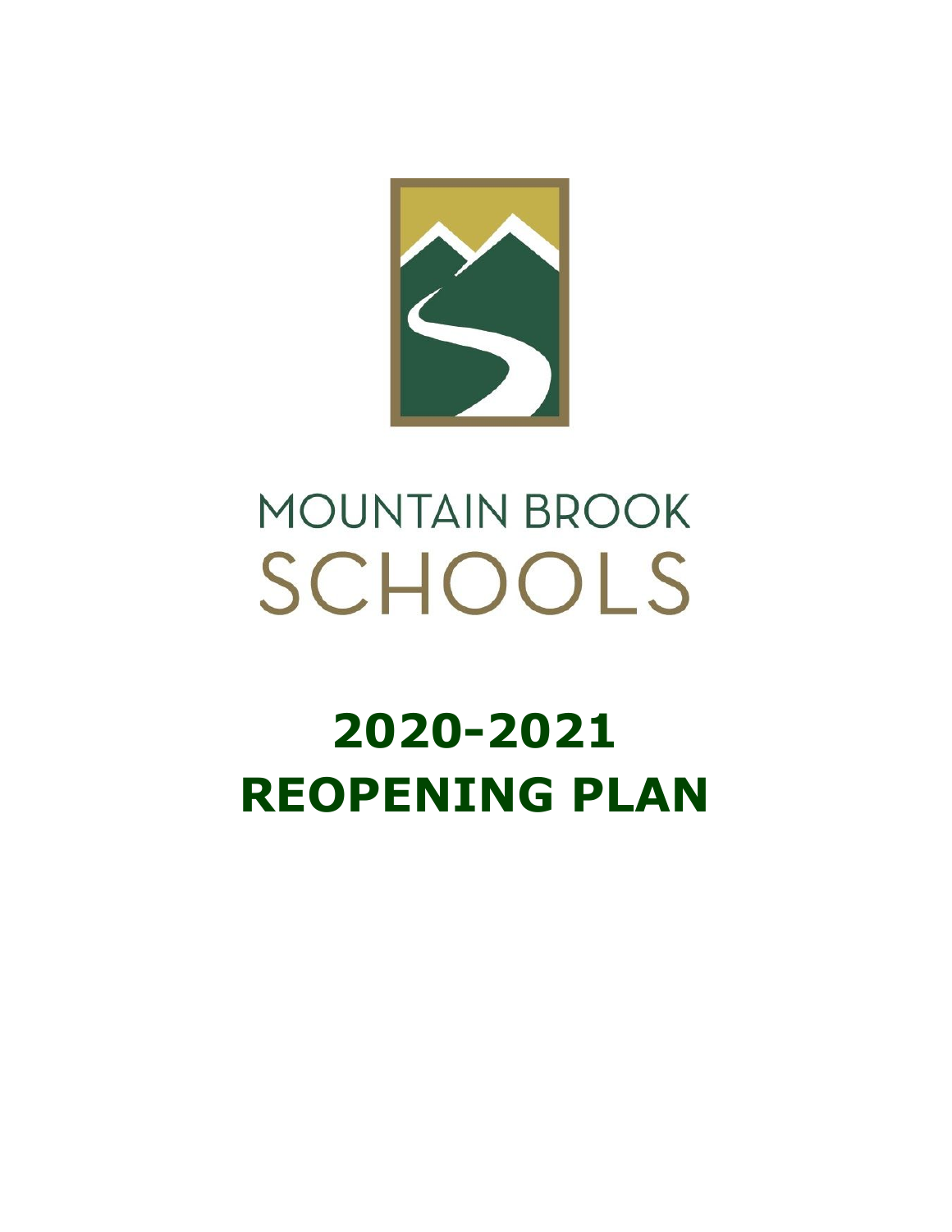MOUNTAIN BROOK

SCHOOLS

# 2020-2021 REOPENING PLAN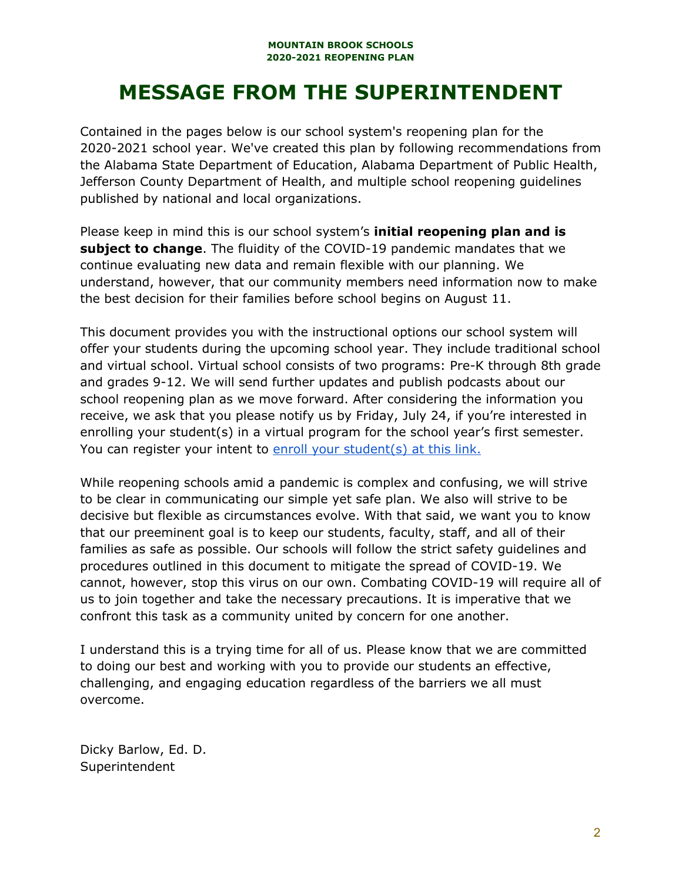# MESSAGE FROM THE SUPERINTENDENT

Contained in the pages below is our school system's reopening plan for the 2020-2021 school year. We've created this plan by following recommendations from the Alabama State Department of Education, Alabama Department of Public Health, Jefferson County Department of Health, and multiple school reopening guidelines published by national and local organizations.

Please keep in mind this is our school system's **initial reopening plan and is subject to change**. The fluidity of the COVID-19 pandemic mandates that we continue evaluating new data and remain flexible with our planning. We understand, however, that our community members need information now to make the best decision for their families before school begins on August 11.

This document provides you with the instructional options our school system will offer your students during the upcoming school year. They include traditional school and virtual school. Virtual school consists of two programs: Pre-K through 8th grade and grades 9-12. We will send further updates and publish podcasts about our school reopening plan as we move forward. After considering the information you receive, we ask that you please notify us by Friday, July 24, if you're interested in enrolling your student(s) in a virtual program for the school year's first semester. You can register your intent to enroll your student(s) at this link.

While reopening schools amid a pandemic is complex and confusing, we will strive to be clear in communicating our simple yet safe plan. We also will strive to be decisive but flexible as circumstances evolve. With that said, we want you to know that our preeminent goal is to keep our students, faculty, staff, and all of their families as safe as possible. Our schools will follow the strict safety guidelines and procedures outlined in this document to mitigate the spread of COVID-19. We cannot, however, stop this virus on our own. Combating COVID-19 will require all of us to join together and take the necessary precautions. It is imperative that we confront this task as a community united by concern for one another.

I understand this is a trying time for all of us. Please know that we are committed to doing our best and working with you to provide our students an effective, challenging, and engaging education regardless of the barriers we all must overcome.

Dicky Barlow, Ed. D.
Superintendent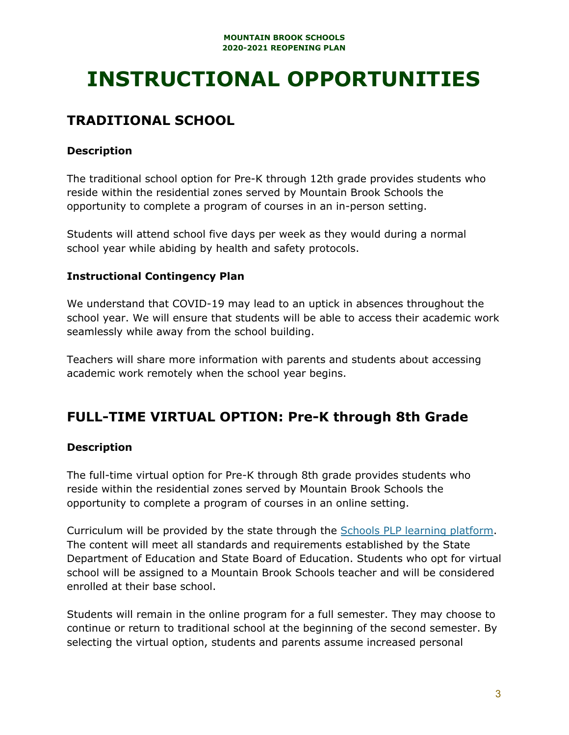# INSTRUCTIONAL OPPORTUNITIES

## TRADITIONAL SCHOOL

### Description

The traditional school option for Pre-K through 12th grade provides students who reside within the residential zones served by Mountain Brook Schools the opportunity to complete a program of courses in an in-person setting.

Students will attend school five days per week as they would during a normal school year while abiding by health and safety protocols.

### Instructional Contingency Plan

We understand that COVID-19 may lead to an uptick in absences throughout the school year. We will ensure that students will be able to access their academic work seamlessly while away from the school building.

Teachers will share more information with parents and students about accessing academic work remotely when the school year begins.

## FULL-TIME VIRTUAL OPTION: Pre-K through 8th Grade

### Description

The full-time virtual option for Pre-K through 8th grade provides students who reside within the residential zones served by Mountain Brook Schools the opportunity to complete a program of courses in an online setting.

Curriculum will be provided by the state through the Schools PLP learning platform. The content will meet all standards and requirements established by the State Department of Education and State Board of Education. Students who opt for virtual school will be assigned to a Mountain Brook Schools teacher and will be considered enrolled at their base school.

Students will remain in the online program for a full semester. They may choose to continue or return to traditional school at the beginning of the second semester. By selecting the virtual option, students and parents assume increased personal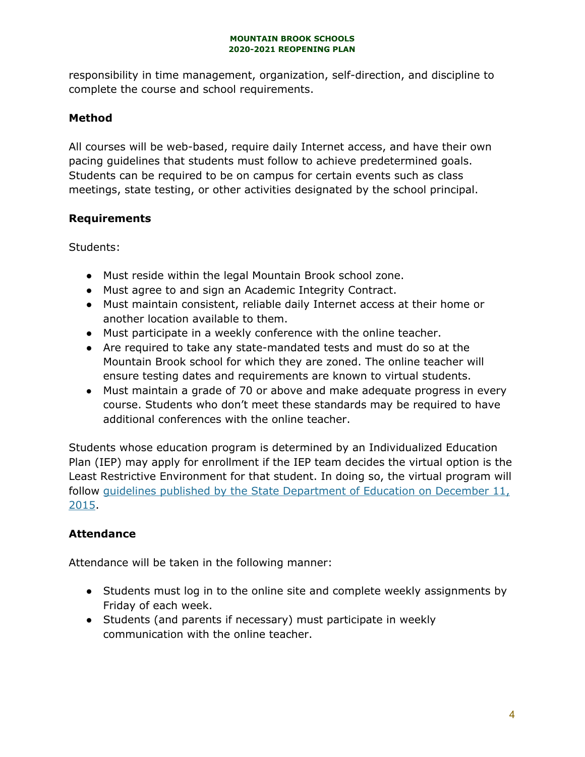responsibility in time management, organization, self-direction, and discipline to complete the course and school requirements.

### Method

All courses will be web-based, require daily Internet access, and have their own pacing guidelines that students must follow to achieve predetermined goals. Students can be required to be on campus for certain events such as class meetings, state testing, or other activities designated by the school principal.

### Requirements

Students:

- Must reside within the legal Mountain Brook school zone.
- Must agree to and sign an Academic Integrity Contract.
- Must maintain consistent, reliable daily Internet access at their home or another location available to them.
- Must participate in a weekly conference with the online teacher.
- Are required to take any state-mandated tests and must do so at the Mountain Brook school for which they are zoned. The online teacher will ensure testing dates and requirements are known to virtual students.
- Must maintain a grade of 70 or above and make adequate progress in every course. Students who don't meet these standards may be required to have additional conferences with the online teacher.

Students whose education program is determined by an Individualized Education Plan (IEP) may apply for enrollment if the IEP team decides the virtual option is the Least Restrictive Environment for that student. In doing so, the virtual program will follow guidelines published by the State Department of Education on December 11, 2015.

### Attendance

Attendance will be taken in the following manner:

- Students must log in to the online site and complete weekly assignments by Friday of each week.
- Students (and parents if necessary) must participate in weekly communication with the online teacher.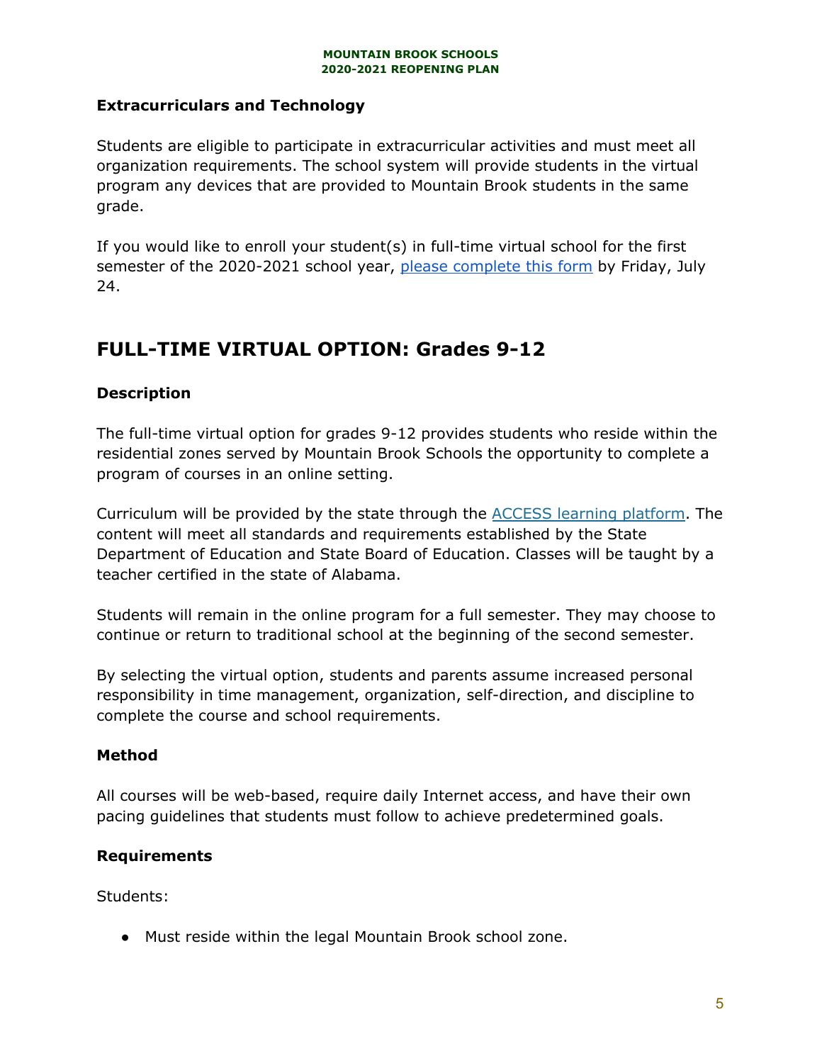### Extracurriculars and Technology

Students are eligible to participate in extracurricular activities and must meet all organization requirements. The school system will provide students in the virtual program any devices that are provided to Mountain Brook students in the same grade.

If you would like to enroll your student(s) in full-time virtual school for the first semester of the 2020-2021 school year, please complete this form by Friday, July 24.

## FULL-TIME VIRTUAL OPTION: Grades 9-12

### Description

The full-time virtual option for grades 9-12 provides students who reside within the residential zones served by Mountain Brook Schools the opportunity to complete a program of courses in an online setting.

Curriculum will be provided by the state through the ACCESS learning platform. The content will meet all standards and requirements established by the State Department of Education and State Board of Education. Classes will be taught by a teacher certified in the state of Alabama.

Students will remain in the online program for a full semester. They may choose to continue or return to traditional school at the beginning of the second semester.

By selecting the virtual option, students and parents assume increased personal responsibility in time management, organization, self-direction, and discipline to complete the course and school requirements.

### Method

All courses will be web-based, require daily Internet access, and have their own pacing guidelines that students must follow to achieve predetermined goals.

### Requirements

Students:

- Must reside within the legal Mountain Brook school zone.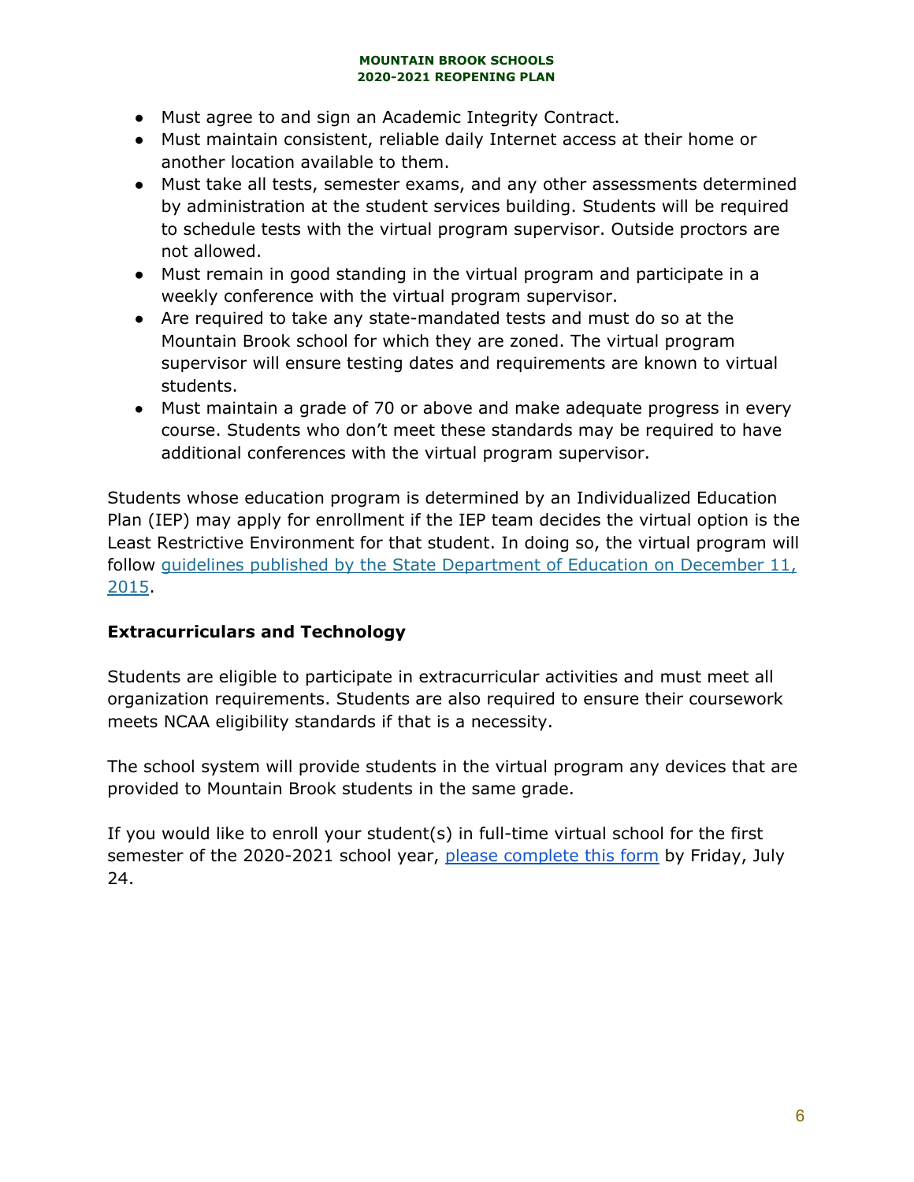- Must agree to and sign an Academic Integrity Contract.
- Must maintain consistent, reliable daily Internet access at their home or another location available to them.
- Must take all tests, semester exams, and any other assessments determined by administration at the student services building. Students will be required to schedule tests with the virtual program supervisor. Outside proctors are not allowed.
- Must remain in good standing in the virtual program and participate in a weekly conference with the virtual program supervisor.
- Are required to take any state-mandated tests and must do so at the Mountain Brook school for which they are zoned. The virtual program supervisor will ensure testing dates and requirements are known to virtual students.
- Must maintain a grade of 70 or above and make adequate progress in every course. Students who don't meet these standards may be required to have additional conferences with the virtual program supervisor.

Students whose education program is determined by an Individualized Education Plan (IEP) may apply for enrollment if the IEP team decides the virtual option is the Least Restrictive Environment for that student. In doing so, the virtual program will follow guidelines published by the State Department of Education on December 11, 2015.

### Extracurriculars and Technology

Students are eligible to participate in extracurricular activities and must meet all organization requirements. Students are also required to ensure their coursework meets NCAA eligibility standards if that is a necessity.

The school system will provide students in the virtual program any devices that are provided to Mountain Brook students in the same grade.

If you would like to enroll your student(s) in full-time virtual school for the first semester of the 2020-2021 school year, please complete this form by Friday, July 24.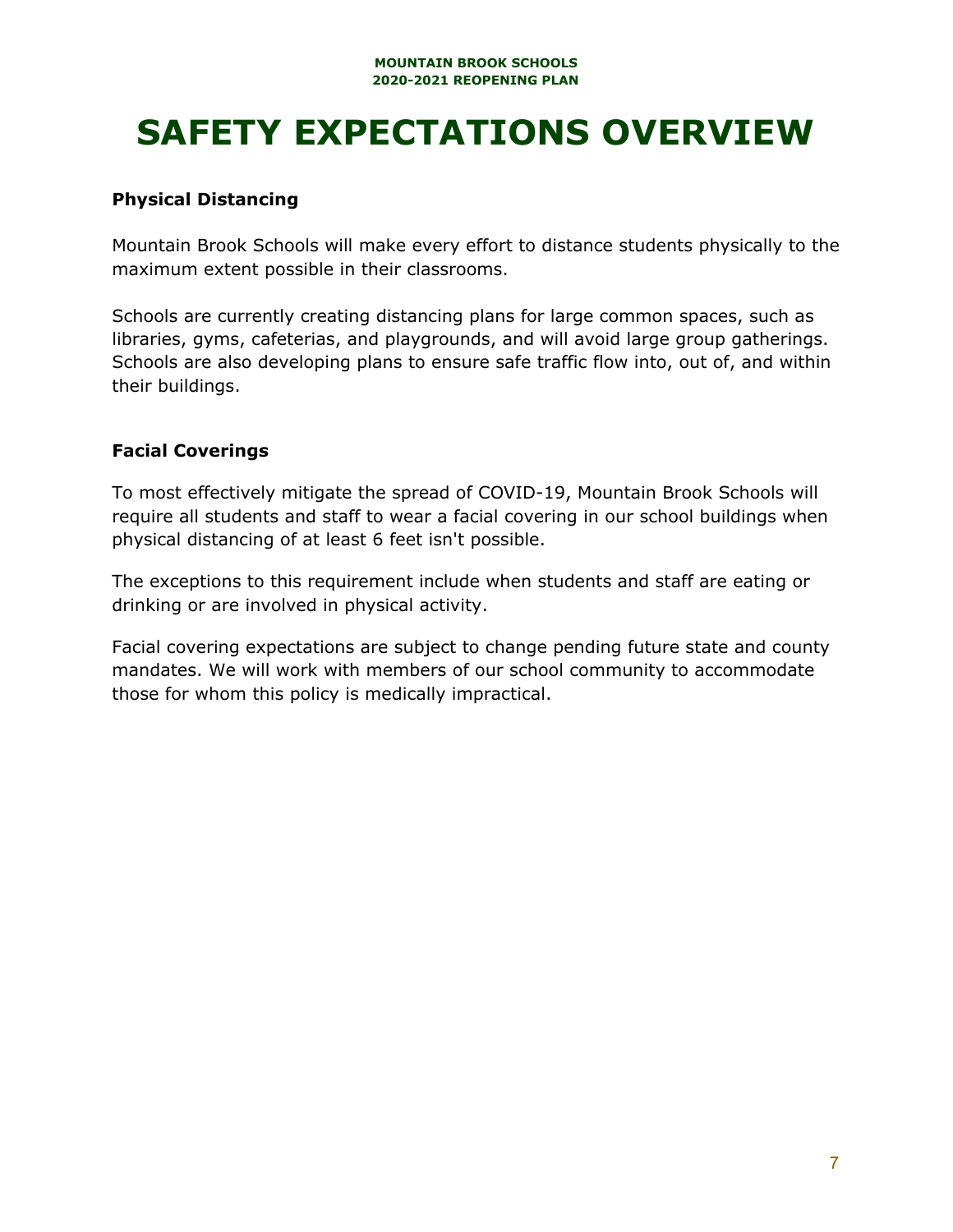# SAFETY EXPECTATIONS OVERVIEW

### Physical Distancing

Mountain Brook Schools will make every effort to distance students physically to the maximum extent possible in their classrooms.

Schools are currently creating distancing plans for large common spaces, such as libraries, gyms, cafeterias, and playgrounds, and will avoid large group gatherings. Schools are also developing plans to ensure safe traffic flow into, out of, and within their buildings.

### Facial Coverings

To most effectively mitigate the spread of COVID-19, Mountain Brook Schools will require all students and staff to wear a facial covering in our school buildings when physical distancing of at least 6 feet isn't possible.

The exceptions to this requirement include when students and staff are eating or drinking or are involved in physical activity.

Facial covering expectations are subject to change pending future state and county mandates. We will work with members of our school community to accommodate those for whom this policy is medically impractical.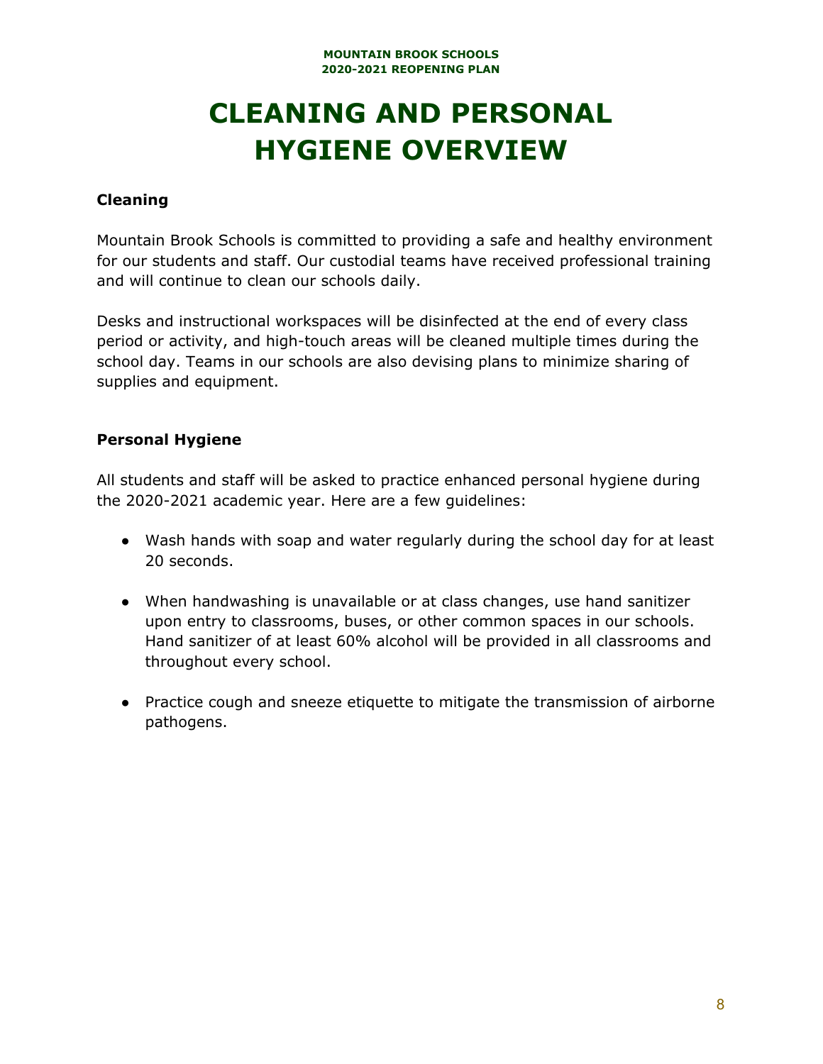# CLEANING AND PERSONAL HYGIENE OVERVIEW

**Cleaning**

Mountain Brook Schools is committed to providing a safe and healthy environment for our students and staff. Our custodial teams have received professional training and will continue to clean our schools daily.

Desks and instructional workspaces will be disinfected at the end of every class period or activity, and high-touch areas will be cleaned multiple times during the school day. Teams in our schools are also devising plans to minimize sharing of supplies and equipment.

**Personal Hygiene**

All students and staff will be asked to practice enhanced personal hygiene during the 2020-2021 academic year. Here are a few guidelines:

- Wash hands with soap and water regularly during the school day for at least 20 seconds.
- When handwashing is unavailable or at class changes, use hand sanitizer upon entry to classrooms, buses, or other common spaces in our schools. Hand sanitizer of at least 60% alcohol will be provided in all classrooms and throughout every school.
- Practice cough and sneeze etiquette to mitigate the transmission of airborne pathogens.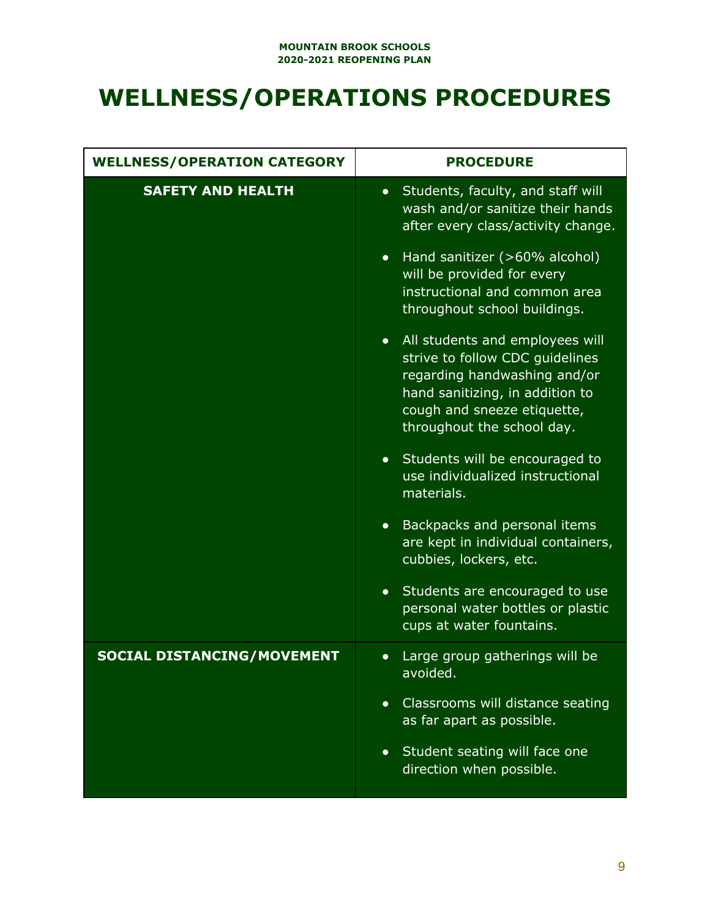# WELLNESS/OPERATIONS PROCEDURES

| WELLNESS/OPERATION CATEGORY | PROCEDURE |
|---|---|
| **SAFETY AND HEALTH** | • Students, faculty, and staff will wash and/or sanitize their hands after every class/activity change.<br>• Hand sanitizer (>60% alcohol) will be provided for every instructional and common area throughout school buildings.<br>• All students and employees will strive to follow CDC guidelines regarding handwashing and/or hand sanitizing, in addition to cough and sneeze etiquette, throughout the school day.<br>• Students will be encouraged to use individualized instructional materials.<br>• Backpacks and personal items are kept in individual containers, cubbies, lockers, etc.<br>• Students are encouraged to use personal water bottles or plastic cups at water fountains. |
| **SOCIAL DISTANCING/MOVEMENT** | • Large group gatherings will be avoided.<br>• Classrooms will distance seating as far apart as possible.<br>• Student seating will face one direction when possible. |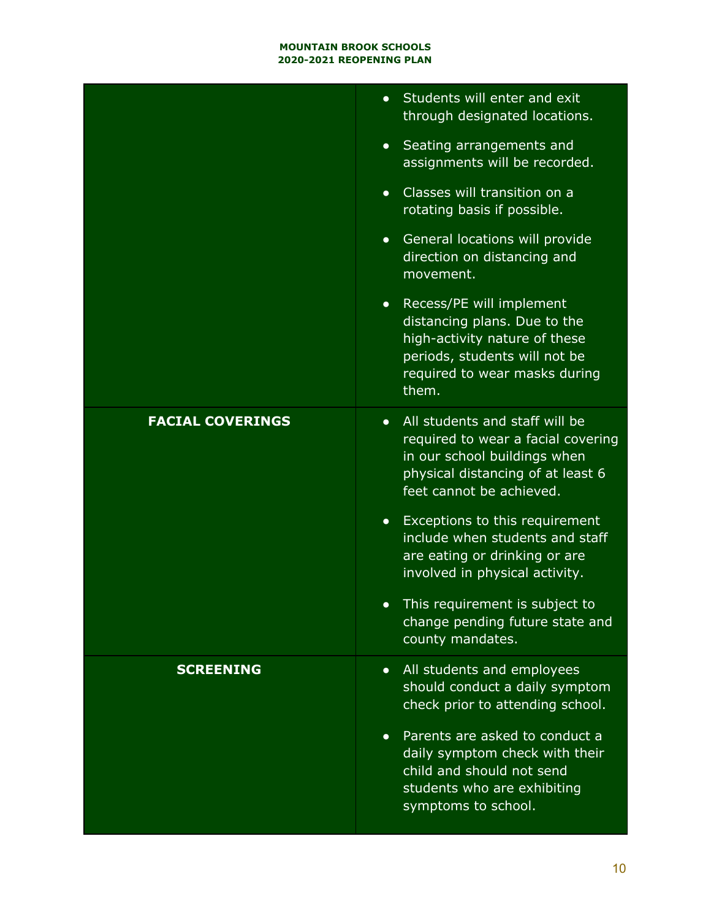| | |
|---|---|
| | • Students will enter and exit through designated locations.<br>• Seating arrangements and assignments will be recorded.<br>• Classes will transition on a rotating basis if possible.<br>• General locations will provide direction on distancing and movement.<br>• Recess/PE will implement distancing plans. Due to the high-activity nature of these periods, students will not be required to wear masks during them. |
| **FACIAL COVERINGS** | • All students and staff will be required to wear a facial covering in our school buildings when physical distancing of at least 6 feet cannot be achieved.<br>• Exceptions to this requirement include when students and staff are eating or drinking or are involved in physical activity.<br>• This requirement is subject to change pending future state and county mandates. |
| **SCREENING** | • All students and employees should conduct a daily symptom check prior to attending school.<br>• Parents are asked to conduct a daily symptom check with their child and should not send students who are exhibiting symptoms to school. |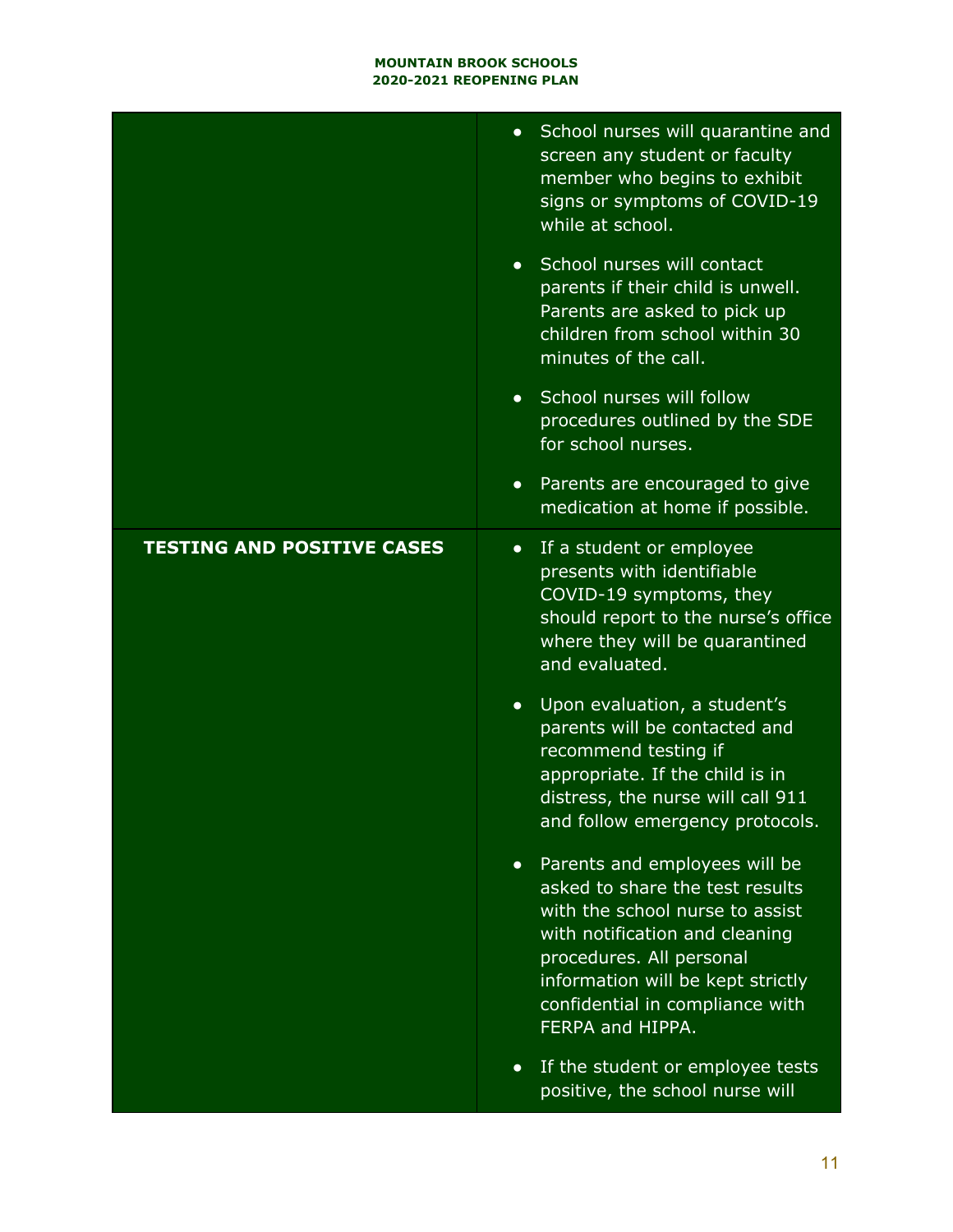| | |
|---|---|
| | • School nurses will quarantine and screen any student or faculty member who begins to exhibit signs or symptoms of COVID-19 while at school.<br>• School nurses will contact parents if their child is unwell. Parents are asked to pick up children from school within 30 minutes of the call.<br>• School nurses will follow procedures outlined by the SDE for school nurses.<br>• Parents are encouraged to give medication at home if possible. |
| **TESTING AND POSITIVE CASES** | • If a student or employee presents with identifiable COVID-19 symptoms, they should report to the nurse's office where they will be quarantined and evaluated.<br>• Upon evaluation, a student's parents will be contacted and recommend testing if appropriate. If the child is in distress, the nurse will call 911 and follow emergency protocols.<br>• Parents and employees will be asked to share the test results with the school nurse to assist with notification and cleaning procedures. All personal information will be kept strictly confidential in compliance with FERPA and HIPPA.<br>• If the student or employee tests positive, the school nurse will |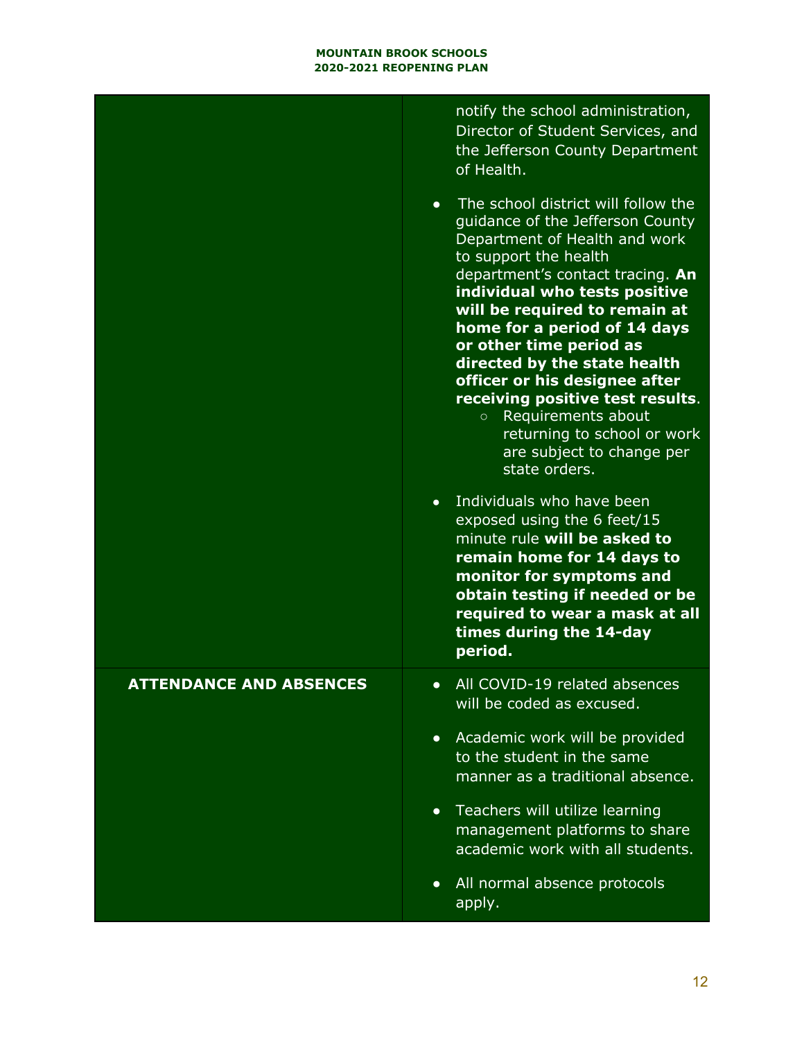| | |
|---|---|
| | notify the school administration, Director of Student Services, and the Jefferson County Department of Health.<br><br>• The school district will follow the guidance of the Jefferson County Department of Health and work to support the health department's contact tracing. **An individual who tests positive will be required to remain at home for a period of 14 days or other time period as directed by the state health officer or his designee after receiving positive test results**.<br>&nbsp;&nbsp;&nbsp;&nbsp;○ Requirements about returning to school or work are subject to change per state orders.<br><br>• Individuals who have been exposed using the 6 feet/15 minute rule **will be asked to remain home for 14 days to monitor for symptoms and obtain testing if needed or be required to wear a mask at all times during the 14-day period.** |
| **ATTENDANCE AND ABSENCES** | • All COVID-19 related absences will be coded as excused.<br><br>• Academic work will be provided to the student in the same manner as a traditional absence.<br><br>• Teachers will utilize learning management platforms to share academic work with all students.<br><br>• All normal absence protocols apply. |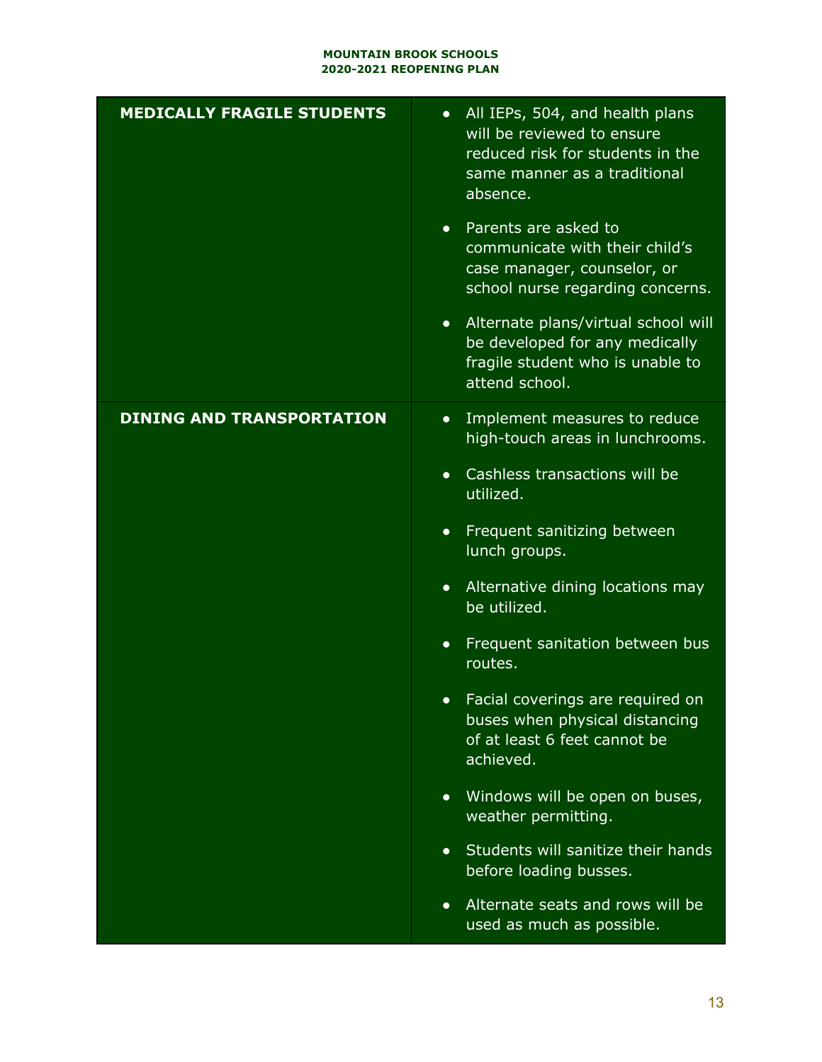| | |
|---|---|
| **MEDICALLY FRAGILE STUDENTS** | • All IEPs, 504, and health plans will be reviewed to ensure reduced risk for students in the same manner as a traditional absence.<br>• Parents are asked to communicate with their child's case manager, counselor, or school nurse regarding concerns.<br>• Alternate plans/virtual school will be developed for any medically fragile student who is unable to attend school. |
| **DINING AND TRANSPORTATION** | • Implement measures to reduce high-touch areas in lunchrooms.<br>• Cashless transactions will be utilized.<br>• Frequent sanitizing between lunch groups.<br>• Alternative dining locations may be utilized.<br>• Frequent sanitation between bus routes.<br>• Facial coverings are required on buses when physical distancing of at least 6 feet cannot be achieved.<br>• Windows will be open on buses, weather permitting.<br>• Students will sanitize their hands before loading busses.<br>• Alternate seats and rows will be used as much as possible. |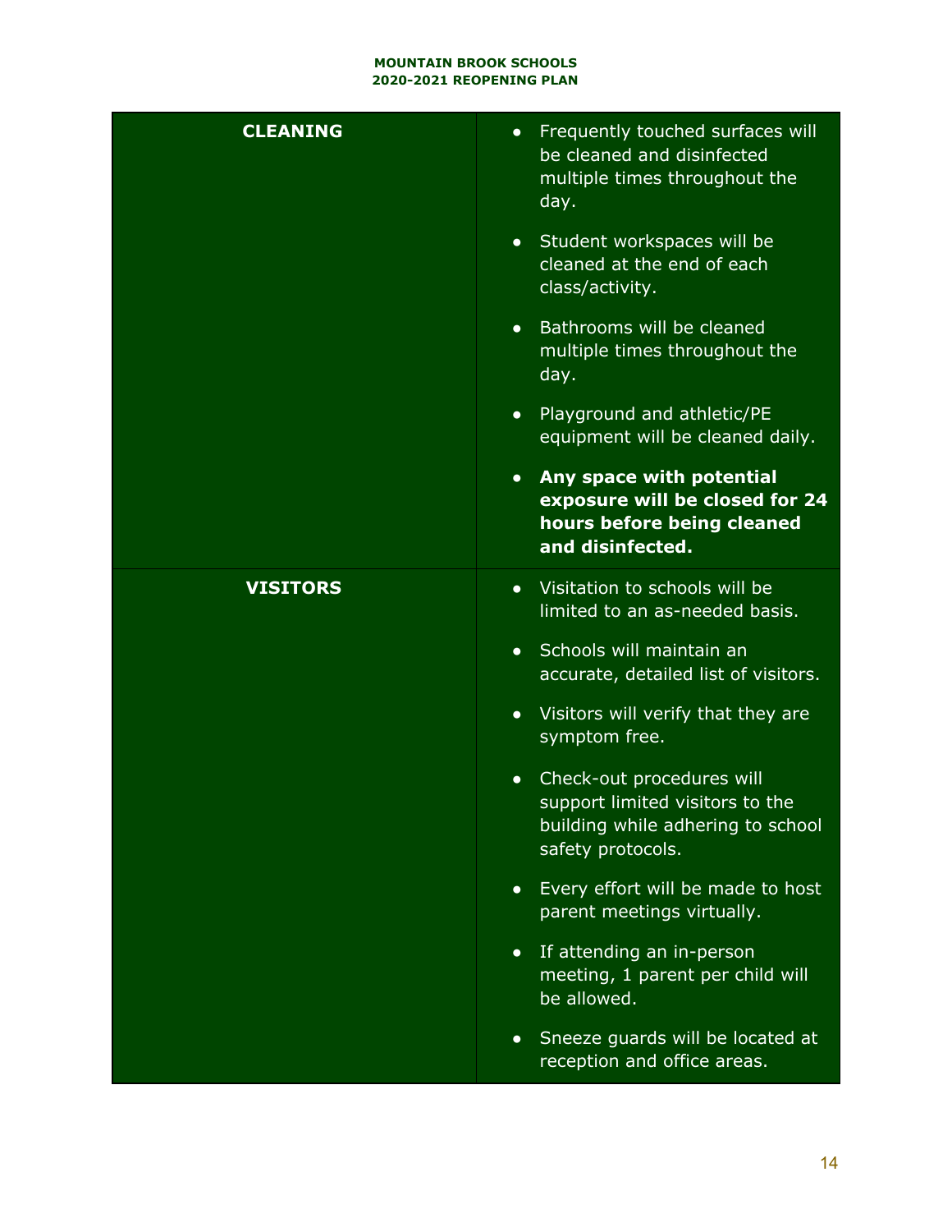| | |
|---|---|
| **CLEANING** | • Frequently touched surfaces will be cleaned and disinfected multiple times throughout the day.<br>• Student workspaces will be cleaned at the end of each class/activity.<br>• Bathrooms will be cleaned multiple times throughout the day.<br>• Playground and athletic/PE equipment will be cleaned daily.<br>• **Any space with potential exposure will be closed for 24 hours before being cleaned and disinfected.** |
| **VISITORS** | • Visitation to schools will be limited to an as-needed basis.<br>• Schools will maintain an accurate, detailed list of visitors.<br>• Visitors will verify that they are symptom free.<br>• Check-out procedures will support limited visitors to the building while adhering to school safety protocols.<br>• Every effort will be made to host parent meetings virtually.<br>• If attending an in-person meeting, 1 parent per child will be allowed.<br>• Sneeze guards will be located at reception and office areas. |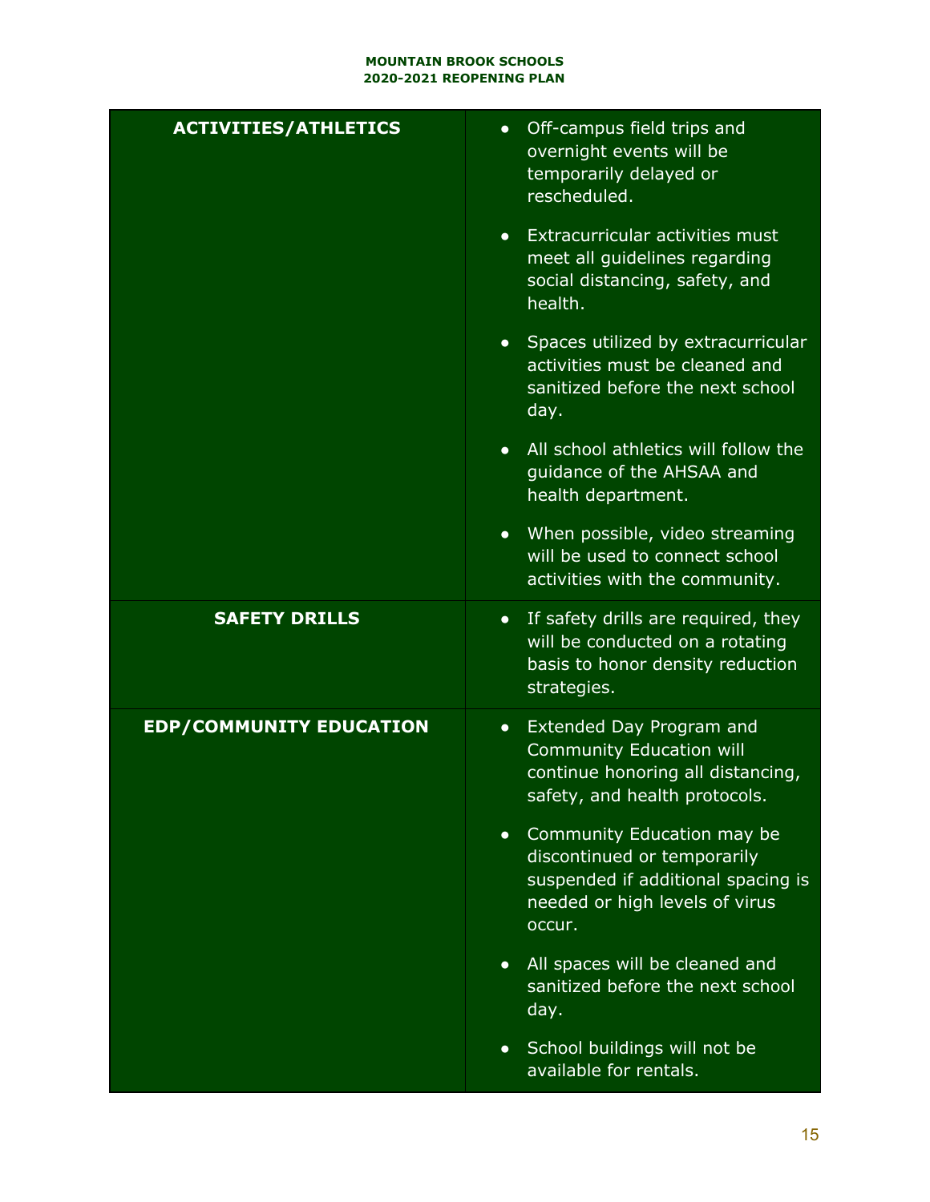| | |
|---|---|
| **ACTIVITIES/ATHLETICS** | • Off-campus field trips and overnight events will be temporarily delayed or rescheduled.<br>• Extracurricular activities must meet all guidelines regarding social distancing, safety, and health.<br>• Spaces utilized by extracurricular activities must be cleaned and sanitized before the next school day.<br>• All school athletics will follow the guidance of the AHSAA and health department.<br>• When possible, video streaming will be used to connect school activities with the community. |
| **SAFETY DRILLS** | • If safety drills are required, they will be conducted on a rotating basis to honor density reduction strategies. |
| **EDP/COMMUNITY EDUCATION** | • Extended Day Program and Community Education will continue honoring all distancing, safety, and health protocols.<br>• Community Education may be discontinued or temporarily suspended if additional spacing is needed or high levels of virus occur.<br>• All spaces will be cleaned and sanitized before the next school day.<br>• School buildings will not be available for rentals. |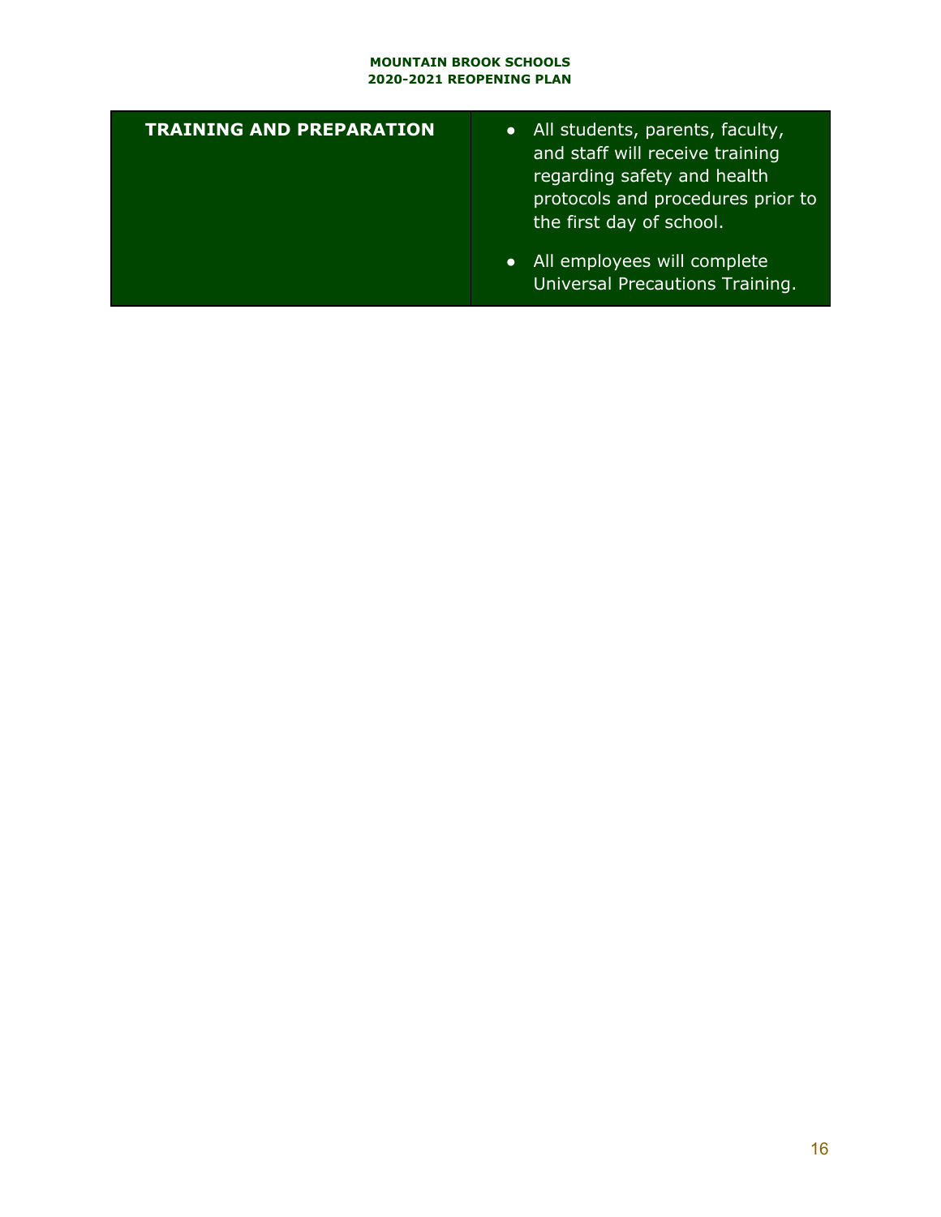| | |
|---|---|
| **TRAINING AND PREPARATION** | • All students, parents, faculty, and staff will receive training regarding safety and health protocols and procedures prior to the first day of school. <br> • All employees will complete Universal Precautions Training. |